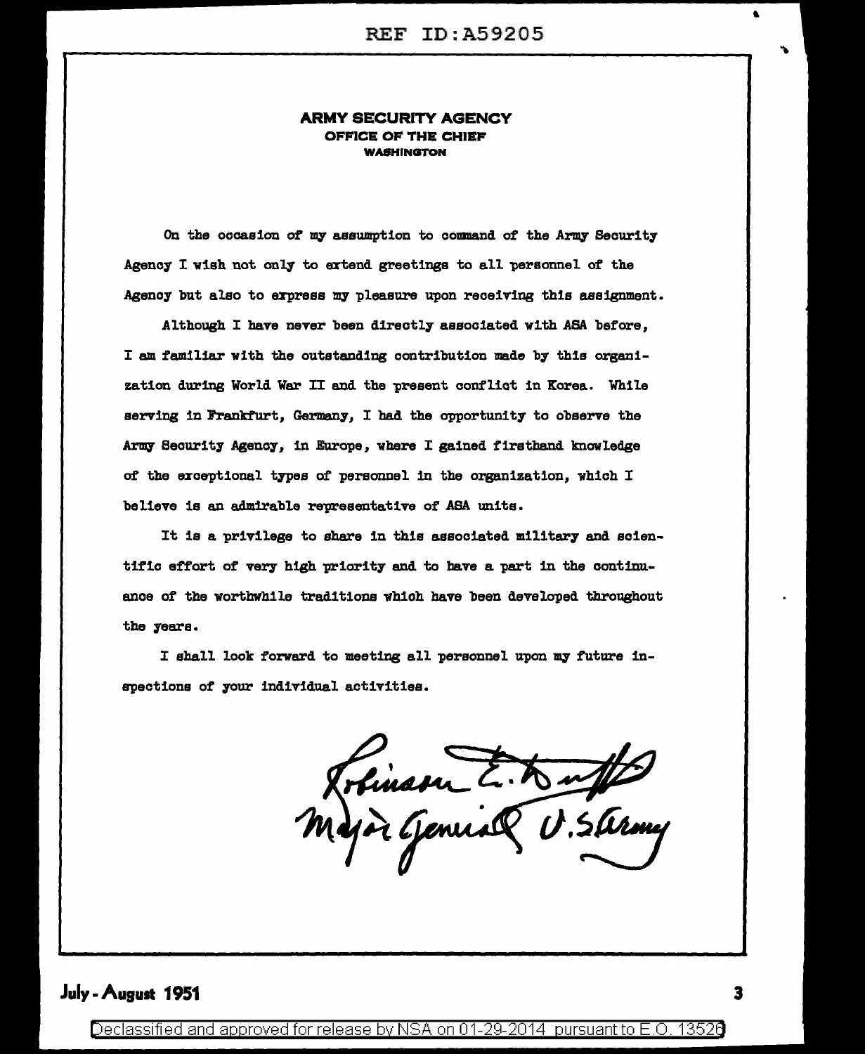# ARMY SECURITY AGENCY

## OFFICE OF THE CHIEF

### WASHINGTON

On the occasion of my assumption to command of the Army Security Agency I wish not only to extend greetings to all personnel of the Agency but also to express my pleasure upon receiving this assignment.

Although I have never been directly associated with ASA before, I am familiar with the outstanding contribution made by this organization during World War II and the present conflict in Korea. While serving in Frankfurt, Germany, I had the opportunity to observe the Army Security Agency, in Europe, where I gained firsthand knowledge of the exceptional types of personnel in the organization, which I believe is an admirable representative of ASA units.

It is a privilege to share in this associated military and scientific effort of very high priority and to have a part in the continuance of the worthwhile traditions which have been developed throughout the years.

I shall look forward to meeting all personnel upon my future inspections of your individual activities.

Robinson E. Duff
Major General U.S. Army

July - August 1951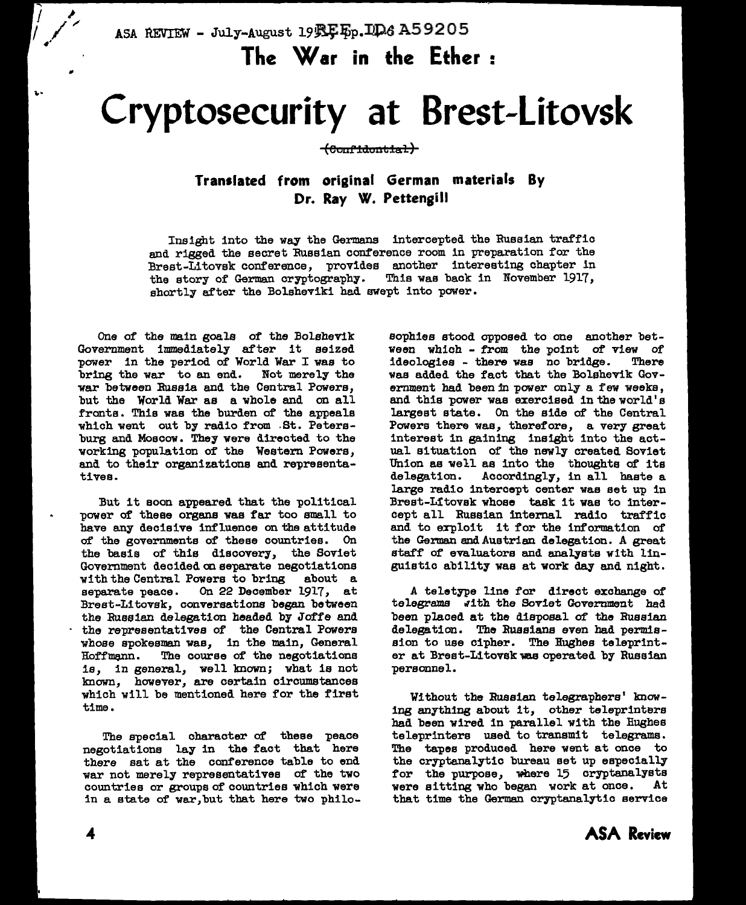ASA REVIEW - July-August 19REF ID:A59205

## The War in the Ether :

# Cryptosecurity at Brest-Litovsk

~~(Confidential)~~

### Translated from original German materials By Dr. Ray W. Pettengill

Insight into the way the Germans intercepted the Russian traffic and rigged the secret Russian conference room in preparation for the Brest-Litovsk conference, provides another interesting chapter in the story of German cryptography. This was back in November 1917, shortly after the Bolsheviki had swept into power.

One of the main goals of the Bolshevik Government immediately after it seized power in the period of World War I was to bring the war to an end. Not merely the war between Russia and the Central Powers, but the World War as a whole and on all fronts. This was the burden of the appeals which went out by radio from St. Petersburg and Moscow. They were directed to the working population of the Western Powers, and to their organizations and representatives.

But it soon appeared that the political power of these organs was far too small to have any decisive influence on the attitude of the governments of these countries. On the basis of this discovery, the Soviet Government decided on separate negotiations with the Central Powers to bring about a separate peace. On 22 December 1917, at Brest-Litovsk, conversations began between the Russian delegation headed by Joffe and the representatives of the Central Powers whose spokesman was, in the main, General Hoffmann. The course of the negotiations is, in general, well known; what is not known, however, are certain circumstances which will be mentioned here for the first time.

The special character of these peace negotiations lay in the fact that here there sat at the conference table to end war not merely representatives of the two countries or groups of countries which were in a state of war, but that here two philosophies stood opposed to one another between which - from the point of view of ideologies - there was no bridge. There was added the fact that the Bolshevik Government had been in power only a few weeks, and this power was exercised in the world's largest state. On the side of the Central Powers there was, therefore, a very great interest in gaining insight into the actual situation of the newly created Soviet Union as well as into the thoughts of its delegation. Accordingly, in all haste a large radio intercept center was set up in Brest-Litovsk whose task it was to intercept all Russian internal radio traffic and to exploit it for the information of the German and Austrian delegation. A great staff of evaluators and analysts with linguistic ability was at work day and night.

A teletype line for direct exchange of telegrams with the Soviet Government had been placed at the disposal of the Russian delegation. The Russians even had permission to use cipher. The Hughes teleprinter at Brest-Litovsk was operated by Russian personnel.

Without the Russian telegraphers' knowing anything about it, other teleprinters had been wired in parallel with the Hughes teleprinters used to transmit telegrams. The tapes produced here went at once to the cryptanalytic bureau set up especially for the purpose, where 15 cryptanalysts were sitting who began work at once. At that time the German cryptanalytic service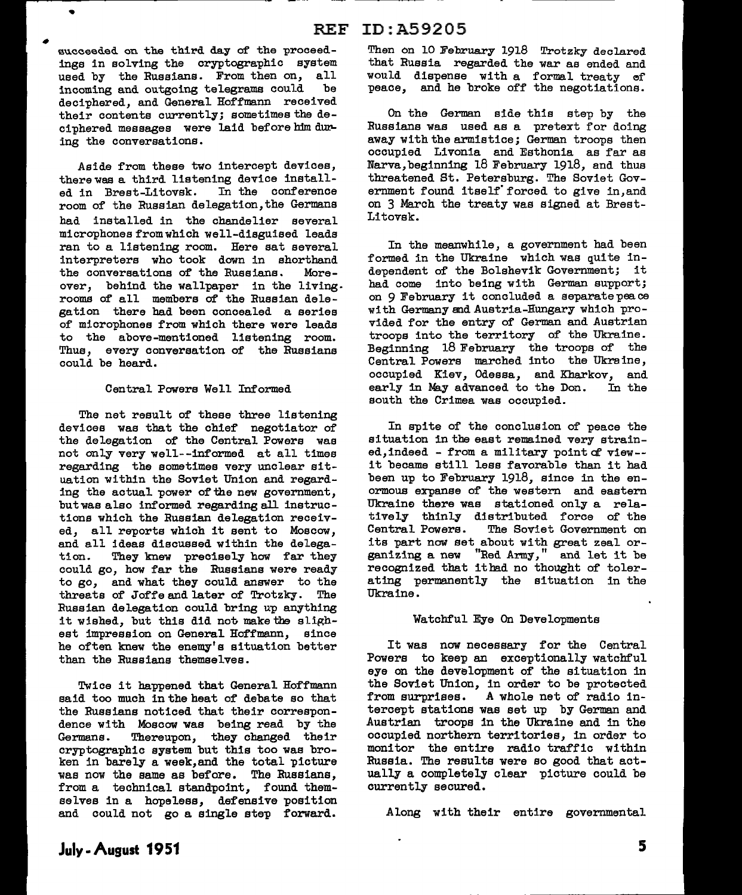succeeded on the third day of the proceedings in solving the cryptographic system used by the Russians. From then on, all incoming and outgoing telegrams could be deciphered, and General Hoffmann received their contents currently; sometimes the deciphered messages were laid before him during the conversations.

Aside from these two intercept devices, there was a third listening device installed in Brest-Litovsk. In the conference room of the Russian delegation, the Germans had installed in the chandelier several microphones from which well-disguised leads ran to a listening room. Here sat several interpreters who took down in shorthand the conversations of the Russians. Moreover, behind the wallpaper in the living-rooms of all members of the Russian delegation there had been concealed a series of microphones from which there were leads to the above-mentioned listening room. Thus, every conversation of the Russians could be heard.

### Central Powers Well Informed

The net result of these three listening devices was that the chief negotiator of the delegation of the Central Powers was not only very well--informed at all times regarding the sometimes very unclear situation within the Soviet Union and regarding the actual power of the new government, but was also informed regarding all instructions which the Russian delegation received, all reports which it sent to Moscow, and all ideas discussed within the delegation. They knew precisely how far they could go, how far the Russians were ready to go, and what they could answer to the threats of Joffe and later of Trotzky. The Russian delegation could bring up anything it wished, but this did not make the slighest impression on General Hoffmann, since he often knew the enemy's situation better than the Russians themselves.

Twice it happened that General Hoffmann said too much in the heat of debate so that the Russians noticed that their correspondence with Moscow was being read by the Germans. Thereupon, they changed their cryptographic system but this too was broken in barely a week, and the total picture was now the same as before. The Russians, from a technical standpoint, found themselves in a hopeless, defensive position and could not go a single step forward.

Then on 10 February 1918 Trotzky declared that Russia regarded the war as ended and would dispense with a formal treaty of peace, and he broke off the negotiations.

On the German side this step by the Russians was used as a pretext for doing away with the armistice; German troops then occupied Livonia and Esthonia as far as Narva, beginning 18 February 1918, and thus threatened St. Petersburg. The Soviet Government found itself forced to give in, and on 3 March the treaty was signed at Brest-Litovsk.

In the meanwhile, a government had been formed in the Ukraine which was quite independent of the Bolshevik Government; it had come into being with German support; on 9 February it concluded a separate peace with Germany and Austria-Hungary which provided for the entry of German and Austrian troops into the territory of the Ukraine. Beginning 18 February the troops of the Central Powers marched into the Ukraine, occupied Kiev, Odessa, and Kharkov, and early in May advanced to the Don. In the south the Crimea was occupied.

In spite of the conclusion of peace the situation in the east remained very strained, indeed - from a military point of view--it became still less favorable than it had been up to February 1918, since in the enormous expanse of the western and eastern Ukraine there was stationed only a relatively thinly distributed force of the Central Powers. The Soviet Government on its part now set about with great zeal organizing a new "Red Army," and let it be recognized that it had no thought of tolerating permanently the situation in the Ukraine.

### Watchful Eye On Developments

It was now necessary for the Central Powers to keep an exceptionally watchful eye on the development of the situation in the Soviet Union, in order to be protected from surprises. A whole net of radio intercept stations was set up by German and Austrian troops in the Ukraine and in the occupied northern territories, in order to monitor the entire radio traffic within Russia. The results were so good that actually a completely clear picture could be currently secured.

Along with their entire governmental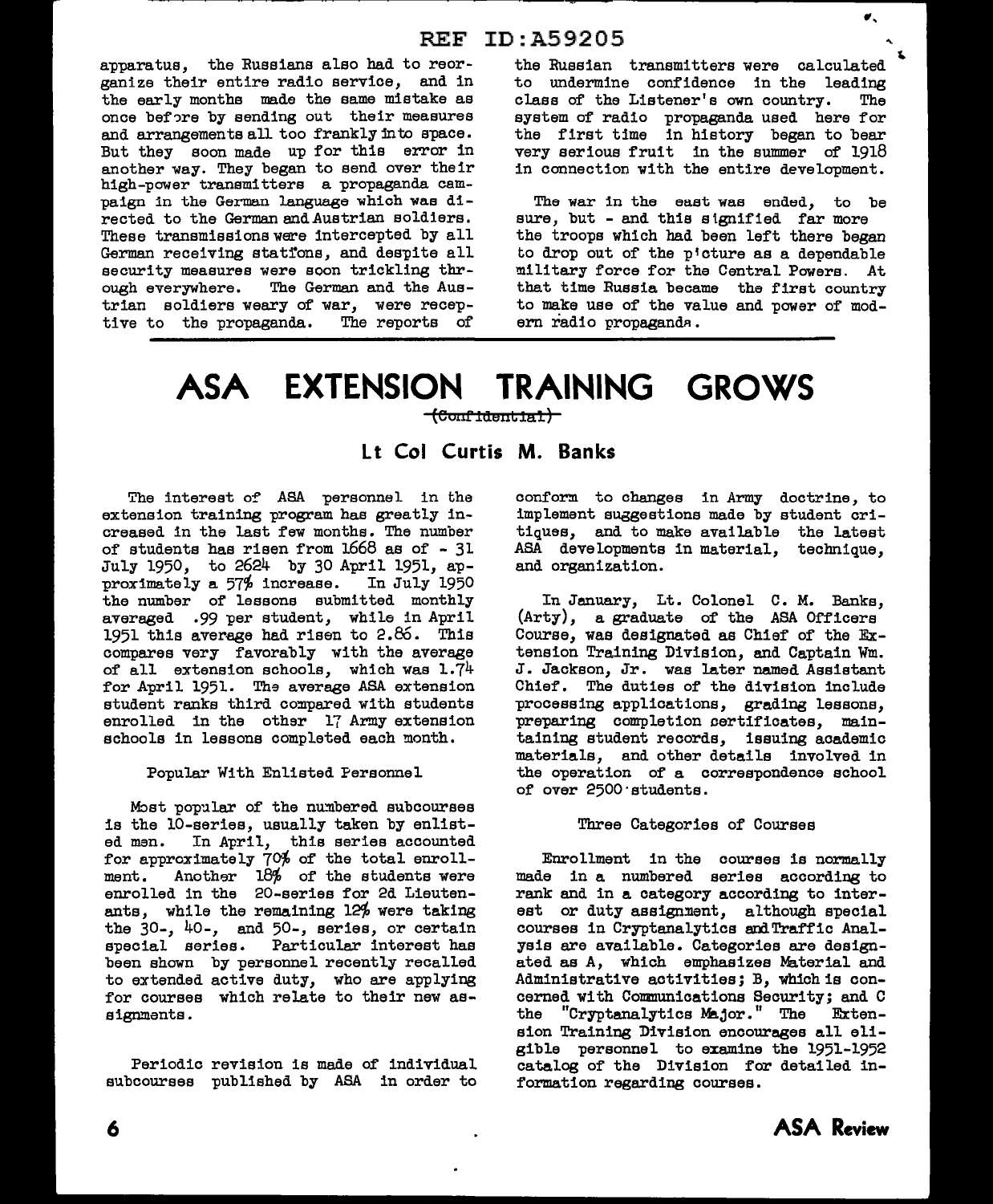apparatus, the Russians also had to reorganize their entire radio service, and in the early months made the same mistake as once before by sending out their measures and arrangements all too frankly into space. But they soon made up for this error in another way. They began to send over their high-power transmitters a propaganda campaign in the German language which was directed to the German and Austrian soldiers. These transmissions were intercepted by all German receiving stations, and despite all security measures were soon trickling through everywhere. The German and the Austrian soldiers weary of war, were receptive to the propaganda. The reports of the Russian transmitters were calculated to undermine confidence in the leading class of the Listener's own country. The system of radio propaganda used here for the first time in history began to bear very serious fruit in the summer of 1918 in connection with the entire development.

The war in the east was ended, to be sure, but - and this signified far more the troops which had been left there began to drop out of the p'cture as a dependable military force for the Central Powers. At that time Russia became the first country to make use of the value and power of modern radio propaganda.

# ASA EXTENSION TRAINING GROWS

~~(Confidential)~~

## Lt Col Curtis M. Banks

The interest of ASA personnel in the extension training program has greatly increased in the last few months. The number of students has risen from 1668 as of - 31 July 1950, to 2624 by 30 April 1951, approximately a 57% increase. In July 1950 the number of lessons submitted monthly averaged .99 per student, while in April 1951 this average had risen to 2.86. This compares very favorably with the average of all extension schools, which was 1.74 for April 1951. The average ASA extension student ranks third compared with students enrolled in the other 17 Army extension schools in lessons completed each month.

### Popular With Enlisted Personnel

Most popular of the numbered subcourses is the 10-series, usually taken by enlisted men. In April, this series accounted for approximately 70% of the total enrollment. Another 18% of the students were enrolled in the 20-series for 2d Lieutenants, while the remaining 12% were taking the 30-, 40-, and 50-, series, or certain special series. Particular interest has been shown by personnel recently recalled to extended active duty, who are applying for courses which relate to their new assignments.

Periodic revision is made of individual subcourses published by ASA in order to conform to changes in Army doctrine, to implement suggestions made by student critiques, and to make available the latest ASA developments in material, technique, and organization.

In January, Lt. Colonel C. M. Banks, (Arty), a graduate of the ASA Officers Course, was designated as Chief of the Extension Training Division, and Captain Wm. J. Jackson, Jr. was later named Assistant Chief. The duties of the division include processing applications, grading lessons, preparing completion certificates, maintaining student records, issuing academic materials, and other details involved in the operation of a correspondence school of over 2500 students.

### Three Categories of Courses

Enrollment in the courses is normally made in a numbered series according to rank and in a category according to interest or duty assignment, although special courses in Cryptanalytics and Traffic Analysis are available. Categories are designated as A, which emphasizes Material and Administrative activities; B, which is concerned with Communications Security; and C the "Cryptanalytics Major." The Extension Training Division encourages all eligible personnel to examine the 1951-1952 catalog of the Division for detailed information regarding courses.